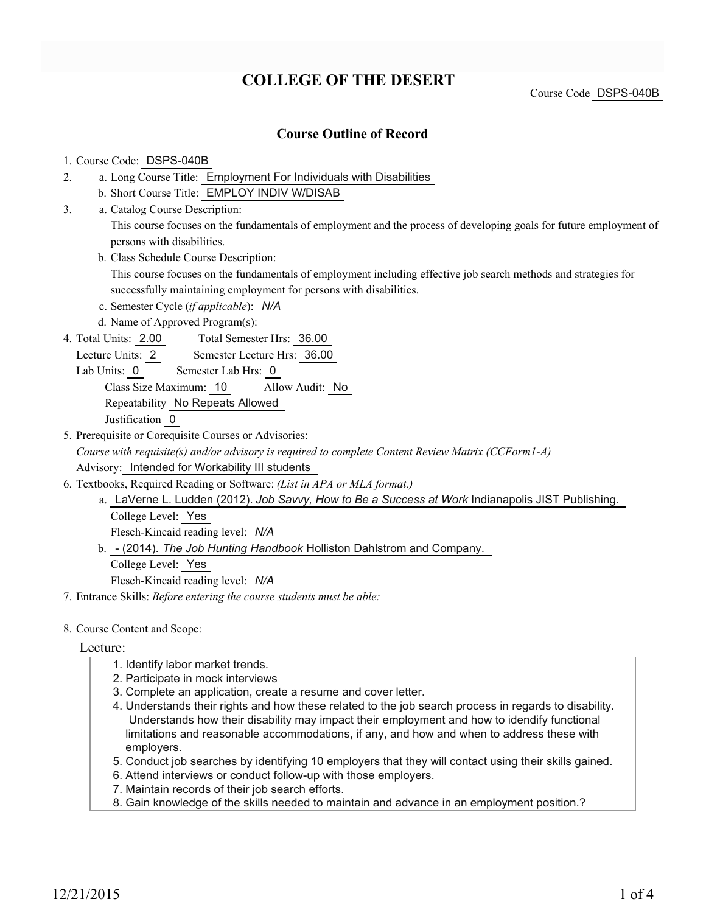# COLLEGE OF THE DESERT

Course Code DSPS-040B

## Course Outline of Record

1. Course Code: DSPS-040B
2. a. Long Course Title: Employment For Individuals with Disabilities
   b. Short Course Title: EMPLOY INDIV W/DISAB
3. a. Catalog Course Description:
   This course focuses on the fundamentals of employment and the process of developing goals for future employment of persons with disabilities.
   b. Class Schedule Course Description:
   This course focuses on the fundamentals of employment including effective job search methods and strategies for successfully maintaining employment for persons with disabilities.
   c. Semester Cycle (*if applicable*): *N/A*
   d. Name of Approved Program(s):
4. Total Units: 2.00 Total Semester Hrs: 36.00
   Lecture Units: 2 Semester Lecture Hrs: 36.00
   Lab Units: 0 Semester Lab Hrs: 0
   Class Size Maximum: 10 Allow Audit: No
   Repeatability No Repeats Allowed
   Justification 0
5. Prerequisite or Corequisite Courses or Advisories:
   *Course with requisite(s) and/or advisory is required to complete Content Review Matrix (CCForm1-A)*
   Advisory: Intended for Workability III students
6. Textbooks, Required Reading or Software: *(List in APA or MLA format.)*
   a. LaVerne L. Ludden (2012). *Job Savvy, How to Be a Success at Work* Indianapolis JIST Publishing.
      College Level: Yes
      Flesch-Kincaid reading level: *N/A*
   b. - (2014). *The Job Hunting Handbook* Holliston Dahlstrom and Company.
      College Level: Yes
      Flesch-Kincaid reading level: *N/A*
7. Entrance Skills: *Before entering the course students must be able:*

8. Course Content and Scope:

Lecture:

1. Identify labor market trends.
2. Participate in mock interviews
3. Complete an application, create a resume and cover letter.
4. Understands their rights and how these related to the job search process in regards to disability. Understands how their disability may impact their employment and how to idendify functional limitations and reasonable accommodations, if any, and how and when to address these with employers.
5. Conduct job searches by identifying 10 employers that they will contact using their skills gained.
6. Attend interviews or conduct follow-up with those employers.
7. Maintain records of their job search efforts.
8. Gain knowledge of the skills needed to maintain and advance in an employment position.?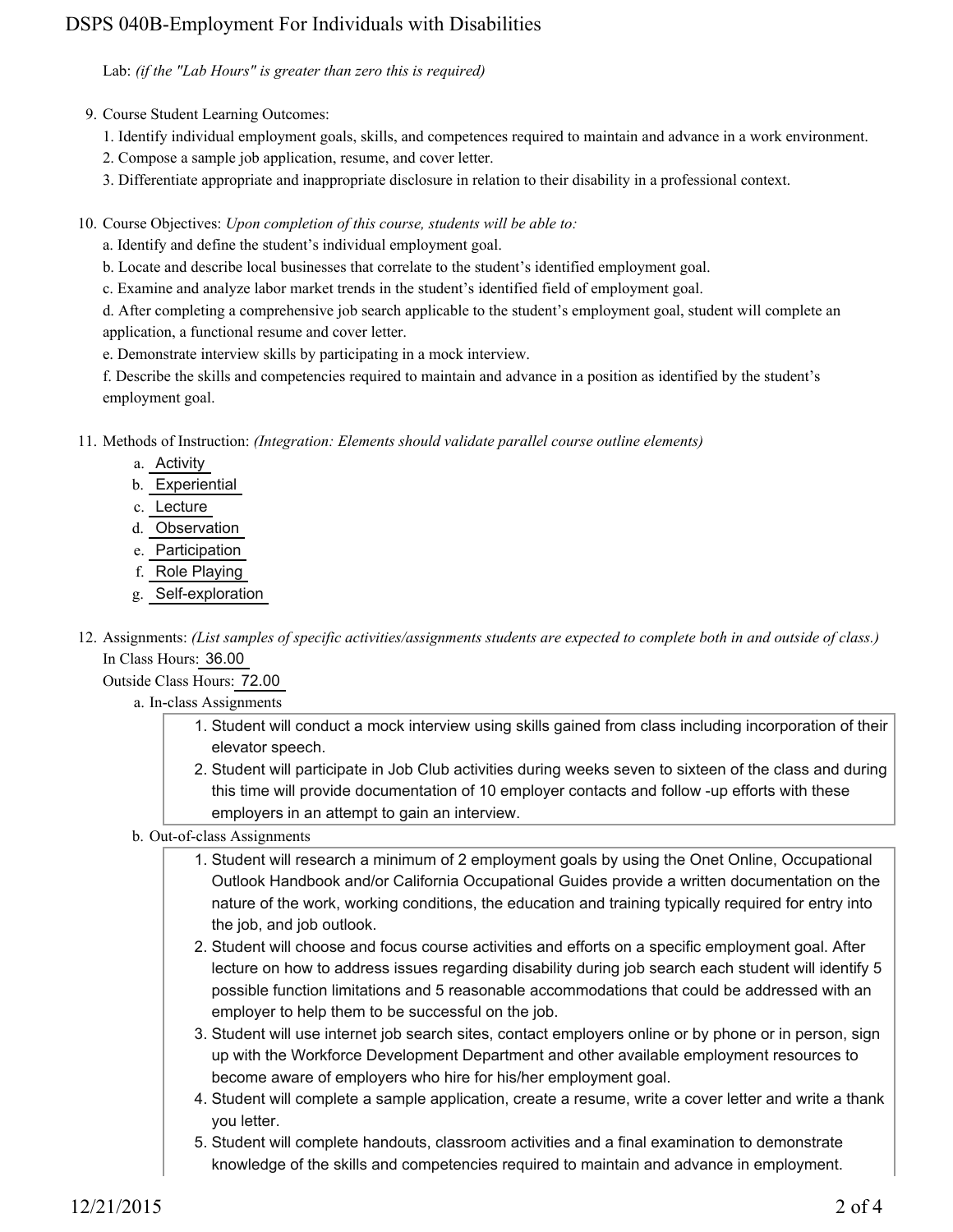Lab: *(if the "Lab Hours" is greater than zero this is required)*

9. Course Student Learning Outcomes:
   1. Identify individual employment goals, skills, and competences required to maintain and advance in a work environment.
   2. Compose a sample job application, resume, and cover letter.
   3. Differentiate appropriate and inappropriate disclosure in relation to their disability in a professional context.

10. Course Objectives: *Upon completion of this course, students will be able to:*
    a. Identify and define the student's individual employment goal.
    b. Locate and describe local businesses that correlate to the student's identified employment goal.
    c. Examine and analyze labor market trends in the student's identified field of employment goal.
    d. After completing a comprehensive job search applicable to the student's employment goal, student will complete an application, a functional resume and cover letter.
    e. Demonstrate interview skills by participating in a mock interview.
    f. Describe the skills and competencies required to maintain and advance in a position as identified by the student's employment goal.

11. Methods of Instruction: *(Integration: Elements should validate parallel course outline elements)*
    a. Activity
    b. Experiential
    c. Lecture
    d. Observation
    e. Participation
    f. Role Playing
    g. Self-exploration

12. Assignments: *(List samples of specific activities/assignments students are expected to complete both in and outside of class.)*
    In Class Hours: 36.00
    Outside Class Hours: 72.00
    a. In-class Assignments
       1. Student will conduct a mock interview using skills gained from class including incorporation of their elevator speech.
       2. Student will participate in Job Club activities during weeks seven to sixteen of the class and during this time will provide documentation of 10 employer contacts and follow -up efforts with these employers in an attempt to gain an interview.
    b. Out-of-class Assignments
       1. Student will research a minimum of 2 employment goals by using the Onet Online, Occupational Outlook Handbook and/or California Occupational Guides provide a written documentation on the nature of the work, working conditions, the education and training typically required for entry into the job, and job outlook.
       2. Student will choose and focus course activities and efforts on a specific employment goal. After lecture on how to address issues regarding disability during job search each student will identify 5 possible function limitations and 5 reasonable accommodations that could be addressed with an employer to help them to be successful on the job.
       3. Student will use internet job search sites, contact employers online or by phone or in person, sign up with the Workforce Development Department and other available employment resources to become aware of employers who hire for his/her employment goal.
       4. Student will complete a sample application, create a resume, write a cover letter and write a thank you letter.
       5. Student will complete handouts, classroom activities and a final examination to demonstrate knowledge of the skills and competencies required to maintain and advance in employment.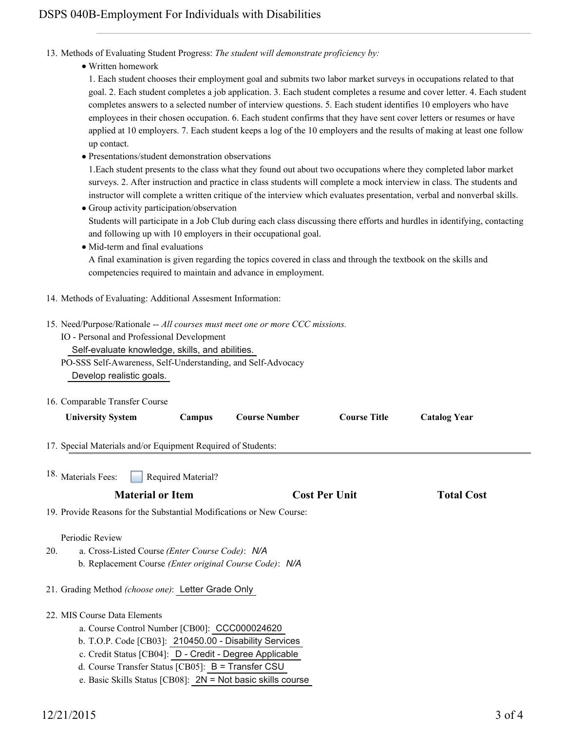13. Methods of Evaluating Student Progress: *The student will demonstrate proficiency by:*
    - Written homework

      1. Each student chooses their employment goal and submits two labor market surveys in occupations related to that goal. 2. Each student completes a job application. 3. Each student completes a resume and cover letter. 4. Each student completes answers to a selected number of interview questions. 5. Each student identifies 10 employers who have employees in their chosen occupation. 6. Each student confirms that they have sent cover letters or resumes or have applied at 10 employers. 7. Each student keeps a log of the 10 employers and the results of making at least one follow up contact.
    - Presentations/student demonstration observations

      1.Each student presents to the class what they found out about two occupations where they completed labor market surveys. 2. After instruction and practice in class students will complete a mock interview in class. The students and instructor will complete a written critique of the interview which evaluates presentation, verbal and nonverbal skills.
    - Group activity participation/observation

      Students will participate in a Job Club during each class discussing there efforts and hurdles in identifying, contacting and following up with 10 employers in their occupational goal.
    - Mid-term and final evaluations

      A final examination is given regarding the topics covered in class and through the textbook on the skills and competencies required to maintain and advance in employment.

14. Methods of Evaluating: Additional Assesment Information:

15. Need/Purpose/Rationale -- *All courses must meet one or more CCC missions.*

    IO - Personal and Professional Development

    Self-evaluate knowledge, skills, and abilities.

    PO-SSS Self-Awareness, Self-Understanding, and Self-Advocacy

    Develop realistic goals.

16. Comparable Transfer Course

| University System | Campus | Course Number | Course Title | Catalog Year |
|---|---|---|---|---|

17. Special Materials and/or Equipment Required of Students:

18. Materials Fees: ☐ Required Material?

| Material or Item | Cost Per Unit | Total Cost |
|---|---|---|

19. Provide Reasons for the Substantial Modifications or New Course:

    Periodic Review

20. a. Cross-Listed Course *(Enter Course Code)*: N/A
    b. Replacement Course *(Enter original Course Code)*: N/A

21. Grading Method *(choose one)*: Letter Grade Only

22. MIS Course Data Elements
    a. Course Control Number [CB00]: CCC000024620
    b. T.O.P. Code [CB03]: 210450.00 - Disability Services
    c. Credit Status [CB04]: D - Credit - Degree Applicable
    d. Course Transfer Status [CB05]: B = Transfer CSU
    e. Basic Skills Status [CB08]: 2N = Not basic skills course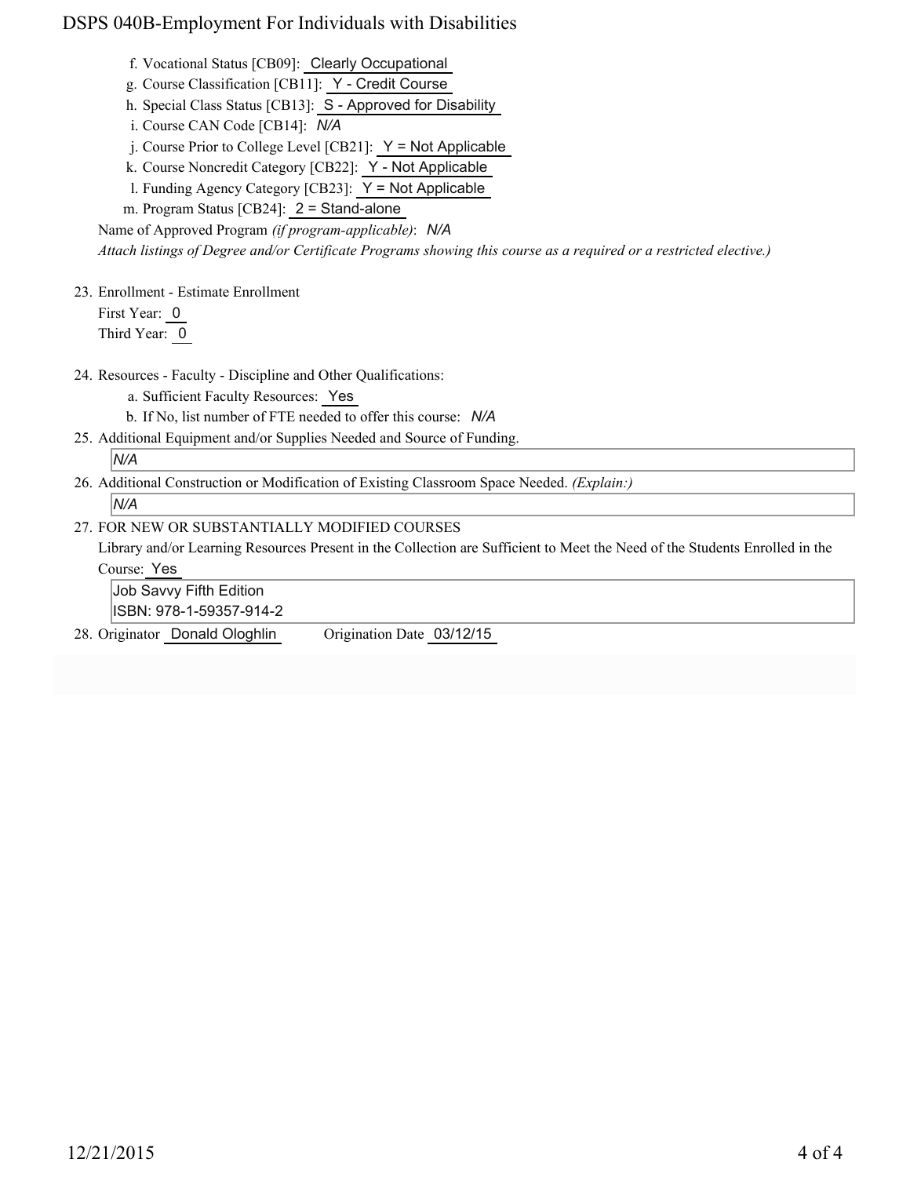f. Vocational Status [CB09]: Clearly Occupational
g. Course Classification [CB11]: Y - Credit Course
h. Special Class Status [CB13]: S - Approved for Disability
i. Course CAN Code [CB14]: *N/A*
j. Course Prior to College Level [CB21]: Y = Not Applicable
k. Course Noncredit Category [CB22]: Y - Not Applicable
l. Funding Agency Category [CB23]: Y = Not Applicable
m. Program Status [CB24]: 2 = Stand-alone

Name of Approved Program *(if program-applicable)*: *N/A*

*Attach listings of Degree and/or Certificate Programs showing this course as a required or a restricted elective.)*

23. Enrollment - Estimate Enrollment
    First Year: 0
    Third Year: 0

24. Resources - Faculty - Discipline and Other Qualifications:
    a. Sufficient Faculty Resources: Yes
    b. If No, list number of FTE needed to offer this course: *N/A*

25. Additional Equipment and/or Supplies Needed and Source of Funding.
    *N/A*

26. Additional Construction or Modification of Existing Classroom Space Needed. *(Explain:)*
    *N/A*

27. FOR NEW OR SUBSTANTIALLY MODIFIED COURSES
    Library and/or Learning Resources Present in the Collection are Sufficient to Meet the Need of the Students Enrolled in the Course: Yes
    Job Savvy Fifth Edition
    ISBN: 978-1-59357-914-2

28. Originator Donald Ologhlin Origination Date 03/12/15